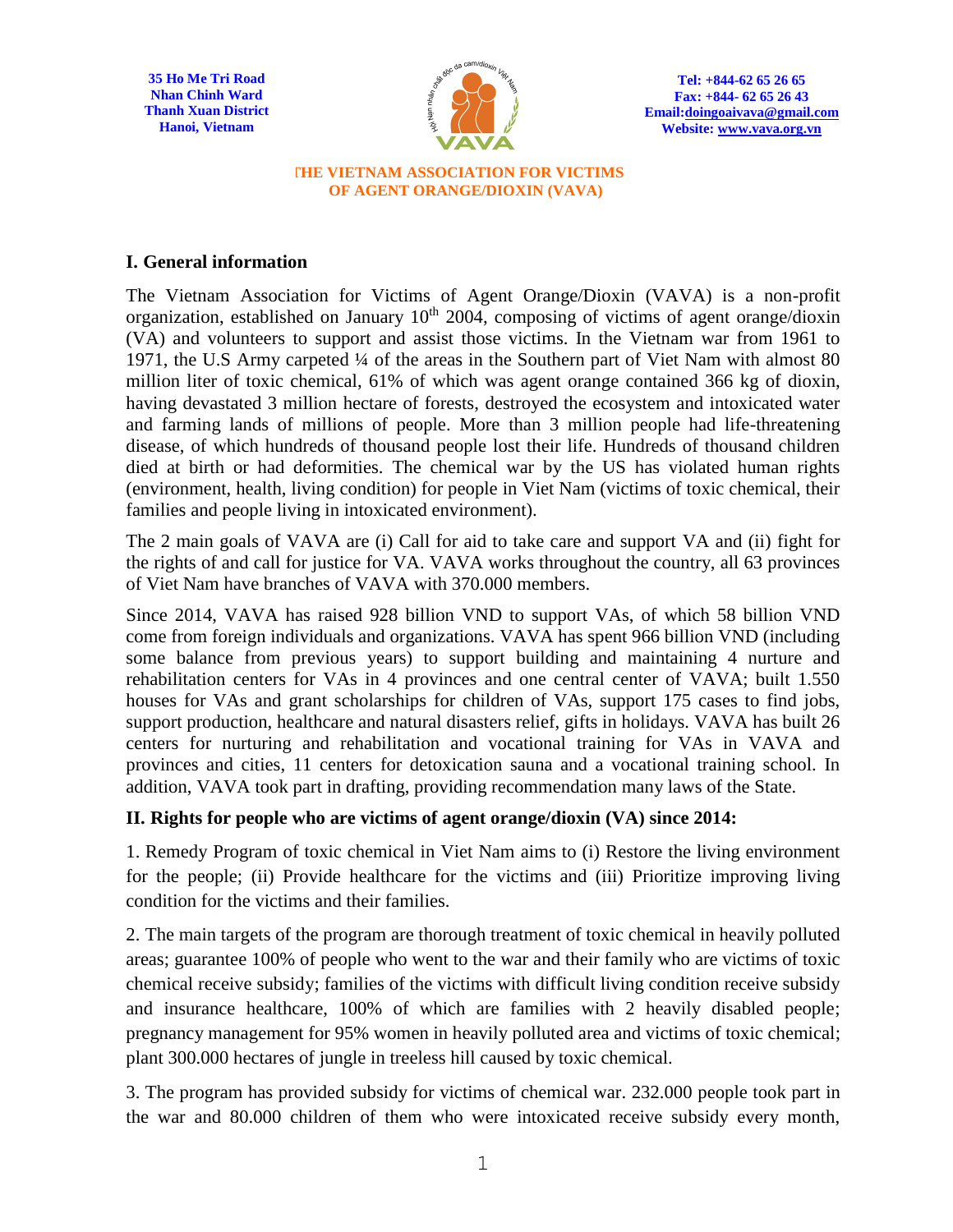35 Ho Me Tri Road
Nhan Chinh Ward
Thanh Xuan District
Hanoi, Vietnam

Tel: +844-62 65 26 65
Fax: +844- 62 65 26 43
Email:doingoaivava@gmail.com
Website: www.vava.org.vn

**THE VIETNAM ASSOCIATION FOR VICTIMS OF AGENT ORANGE/DIOXIN (VAVA)**

## I. General information

The Vietnam Association for Victims of Agent Orange/Dioxin (VAVA) is a non-profit organization, established on January 10th 2004, composing of victims of agent orange/dioxin (VA) and volunteers to support and assist those victims. In the Vietnam war from 1961 to 1971, the U.S Army carpeted ¼ of the areas in the Southern part of Viet Nam with almost 80 million liter of toxic chemical, 61% of which was agent orange contained 366 kg of dioxin, having devastated 3 million hectare of forests, destroyed the ecosystem and intoxicated water and farming lands of millions of people. More than 3 million people had life-threatening disease, of which hundreds of thousand people lost their life. Hundreds of thousand children died at birth or had deformities. The chemical war by the US has violated human rights (environment, health, living condition) for people in Viet Nam (victims of toxic chemical, their families and people living in intoxicated environment).

The 2 main goals of VAVA are (i) Call for aid to take care and support VA and (ii) fight for the rights of and call for justice for VA. VAVA works throughout the country, all 63 provinces of Viet Nam have branches of VAVA with 370.000 members.

Since 2014, VAVA has raised 928 billion VND to support VAs, of which 58 billion VND come from foreign individuals and organizations. VAVA has spent 966 billion VND (including some balance from previous years) to support building and maintaining 4 nurture and rehabilitation centers for VAs in 4 provinces and one central center of VAVA; built 1.550 houses for VAs and grant scholarships for children of VAs, support 175 cases to find jobs, support production, healthcare and natural disasters relief, gifts in holidays. VAVA has built 26 centers for nurturing and rehabilitation and vocational training for VAs in VAVA and provinces and cities, 11 centers for detoxication sauna and a vocational training school. In addition, VAVA took part in drafting, providing recommendation many laws of the State.

## II. Rights for people who are victims of agent orange/dioxin (VA) since 2014:

1. Remedy Program of toxic chemical in Viet Nam aims to (i) Restore the living environment for the people; (ii) Provide healthcare for the victims and (iii) Prioritize improving living condition for the victims and their families.

2. The main targets of the program are thorough treatment of toxic chemical in heavily polluted areas; guarantee 100% of people who went to the war and their family who are victims of toxic chemical receive subsidy; families of the victims with difficult living condition receive subsidy and insurance healthcare, 100% of which are families with 2 heavily disabled people; pregnancy management for 95% women in heavily polluted area and victims of toxic chemical; plant 300.000 hectares of jungle in treeless hill caused by toxic chemical.

3. The program has provided subsidy for victims of chemical war. 232.000 people took part in the war and 80.000 children of them who were intoxicated receive subsidy every month,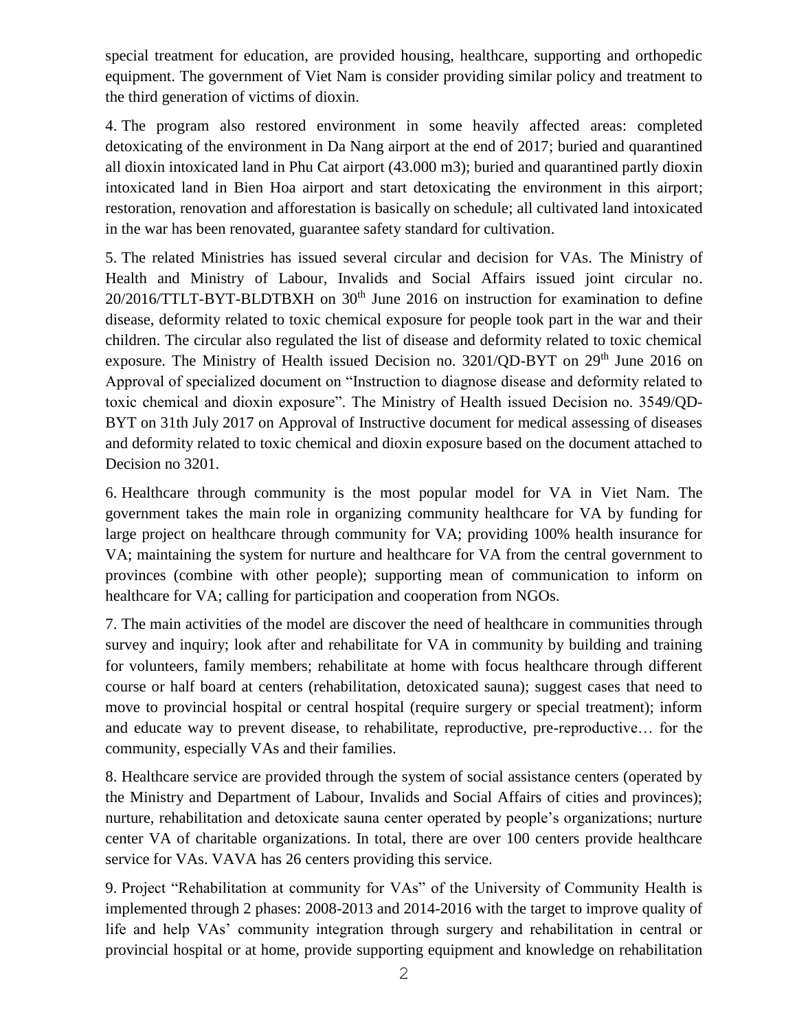special treatment for education, are provided housing, healthcare, supporting and orthopedic equipment. The government of Viet Nam is consider providing similar policy and treatment to the third generation of victims of dioxin.

4. The program also restored environment in some heavily affected areas: completed detoxicating of the environment in Da Nang airport at the end of 2017; buried and quarantined all dioxin intoxicated land in Phu Cat airport (43.000 m3); buried and quarantined partly dioxin intoxicated land in Bien Hoa airport and start detoxicating the environment in this airport; restoration, renovation and afforestation is basically on schedule; all cultivated land intoxicated in the war has been renovated, guarantee safety standard for cultivation.

5. The related Ministries has issued several circular and decision for VAs. The Ministry of Health and Ministry of Labour, Invalids and Social Affairs issued joint circular no. 20/2016/TTLT-BYT-BLDTBXH on 30th June 2016 on instruction for examination to define disease, deformity related to toxic chemical exposure for people took part in the war and their children. The circular also regulated the list of disease and deformity related to toxic chemical exposure. The Ministry of Health issued Decision no. 3201/QD-BYT on 29th June 2016 on Approval of specialized document on "Instruction to diagnose disease and deformity related to toxic chemical and dioxin exposure". The Ministry of Health issued Decision no. 3549/QD-BYT on 31th July 2017 on Approval of Instructive document for medical assessing of diseases and deformity related to toxic chemical and dioxin exposure based on the document attached to Decision no 3201.

6. Healthcare through community is the most popular model for VA in Viet Nam. The government takes the main role in organizing community healthcare for VA by funding for large project on healthcare through community for VA; providing 100% health insurance for VA; maintaining the system for nurture and healthcare for VA from the central government to provinces (combine with other people); supporting mean of communication to inform on healthcare for VA; calling for participation and cooperation from NGOs.

7. The main activities of the model are discover the need of healthcare in communities through survey and inquiry; look after and rehabilitate for VA in community by building and training for volunteers, family members; rehabilitate at home with focus healthcare through different course or half board at centers (rehabilitation, detoxicated sauna); suggest cases that need to move to provincial hospital or central hospital (require surgery or special treatment); inform and educate way to prevent disease, to rehabilitate, reproductive, pre-reproductive… for the community, especially VAs and their families.

8. Healthcare service are provided through the system of social assistance centers (operated by the Ministry and Department of Labour, Invalids and Social Affairs of cities and provinces); nurture, rehabilitation and detoxicate sauna center operated by people's organizations; nurture center VA of charitable organizations. In total, there are over 100 centers provide healthcare service for VAs. VAVA has 26 centers providing this service.

9. Project "Rehabilitation at community for VAs" of the University of Community Health is implemented through 2 phases: 2008-2013 and 2014-2016 with the target to improve quality of life and help VAs' community integration through surgery and rehabilitation in central or provincial hospital or at home, provide supporting equipment and knowledge on rehabilitation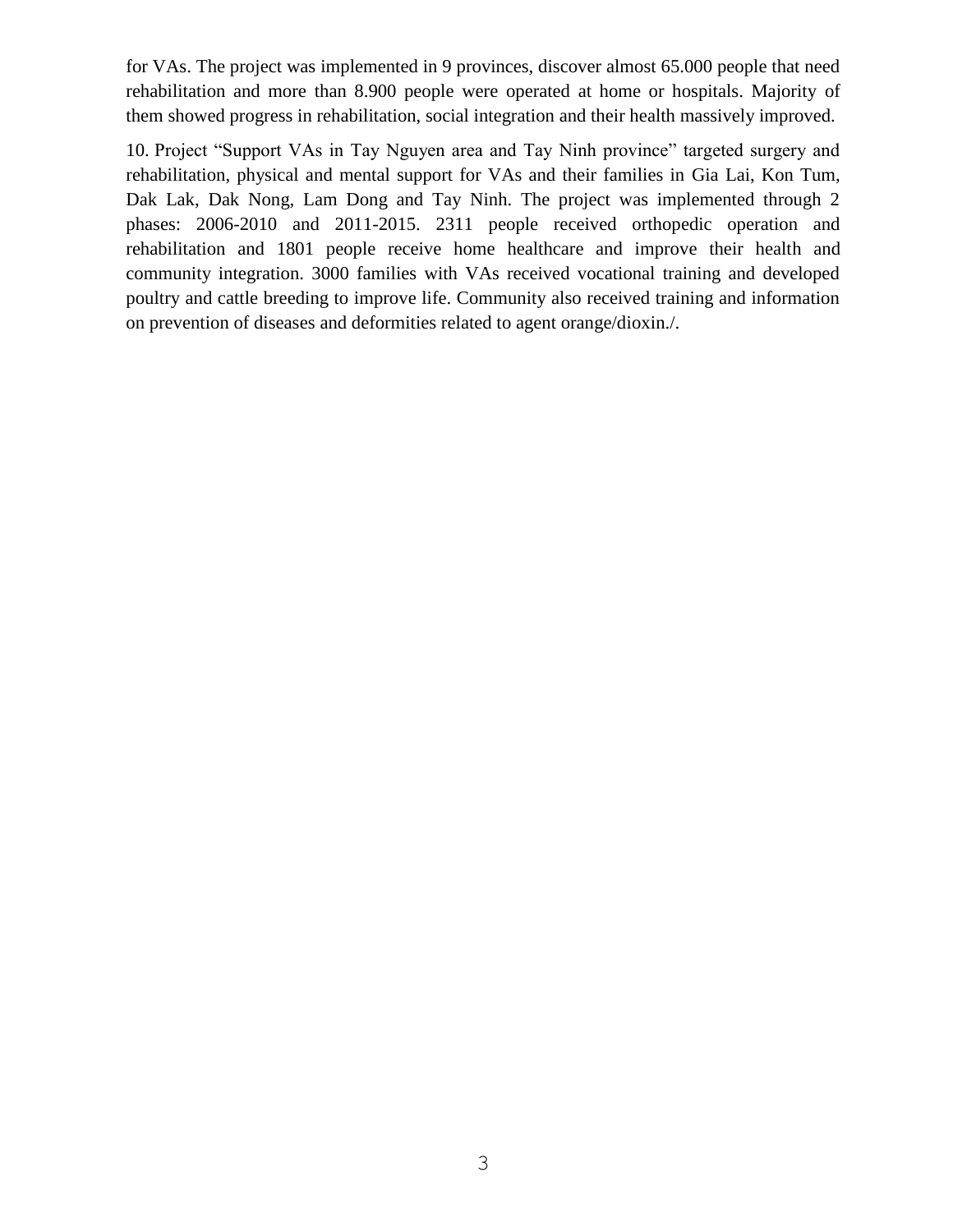for VAs. The project was implemented in 9 provinces, discover almost 65.000 people that need rehabilitation and more than 8.900 people were operated at home or hospitals. Majority of them showed progress in rehabilitation, social integration and their health massively improved.

10. Project "Support VAs in Tay Nguyen area and Tay Ninh province" targeted surgery and rehabilitation, physical and mental support for VAs and their families in Gia Lai, Kon Tum, Dak Lak, Dak Nong, Lam Dong and Tay Ninh. The project was implemented through 2 phases: 2006-2010 and 2011-2015. 2311 people received orthopedic operation and rehabilitation and 1801 people receive home healthcare and improve their health and community integration. 3000 families with VAs received vocational training and developed poultry and cattle breeding to improve life. Community also received training and information on prevention of diseases and deformities related to agent orange/dioxin./.